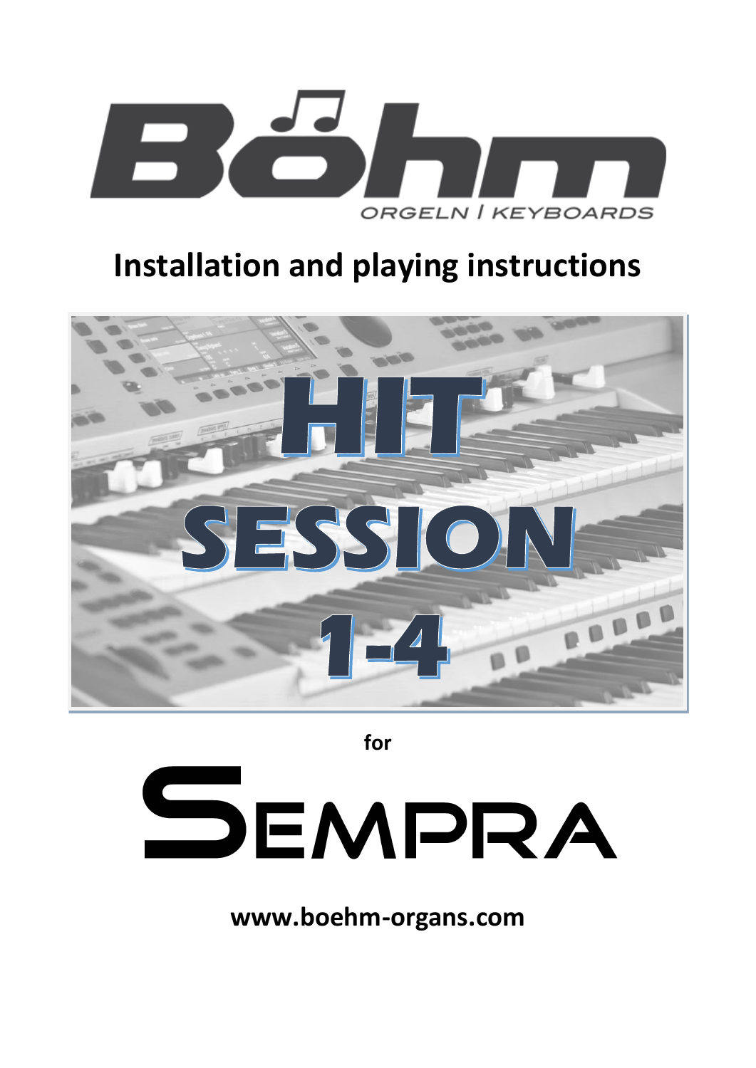Böhm

ORGELN / KEYBOARDS

# Installation and playing instructions

HIT SESSION 1-4

for

SEMPRA

**www.boehm-organs.com**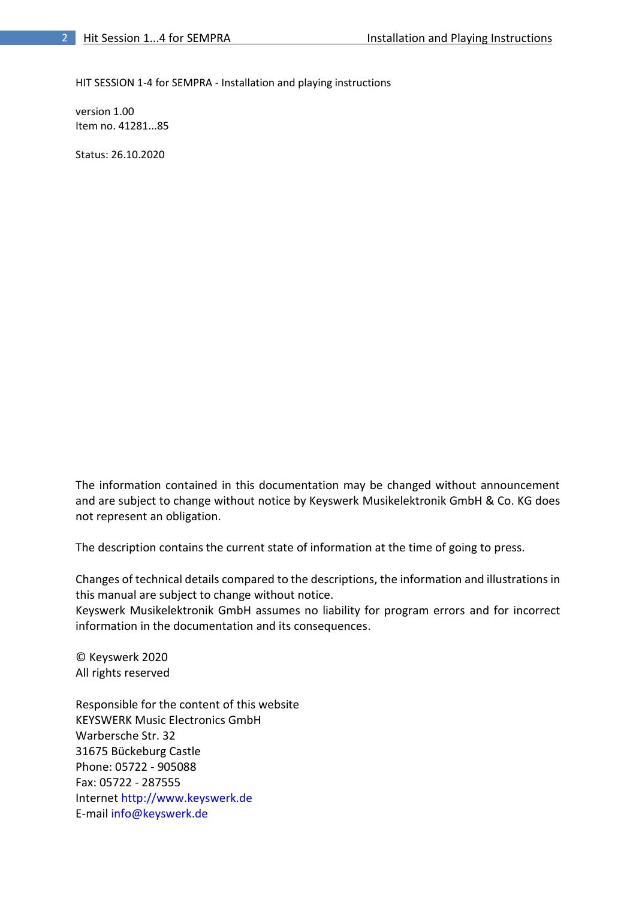HIT SESSION 1-4 for SEMPRA - Installation and playing instructions

version 1.00
Item no. 41281...85

Status: 26.10.2020

The information contained in this documentation may be changed without announcement and are subject to change without notice by Keyswerk Musikelektronik GmbH & Co. KG does not represent an obligation.

The description contains the current state of information at the time of going to press.

Changes of technical details compared to the descriptions, the information and illustrations in this manual are subject to change without notice.
Keyswerk Musikelektronik GmbH assumes no liability for program errors and for incorrect information in the documentation and its consequences.

© Keyswerk 2020
All rights reserved

Responsible for the content of this website
KEYSWERK Music Electronics GmbH
Warbersche Str. 32
31675 Bückeburg Castle
Phone: 05722 - 905088
Fax: 05722 - 287555
Internet http://www.keyswerk.de
E-mail info@keyswerk.de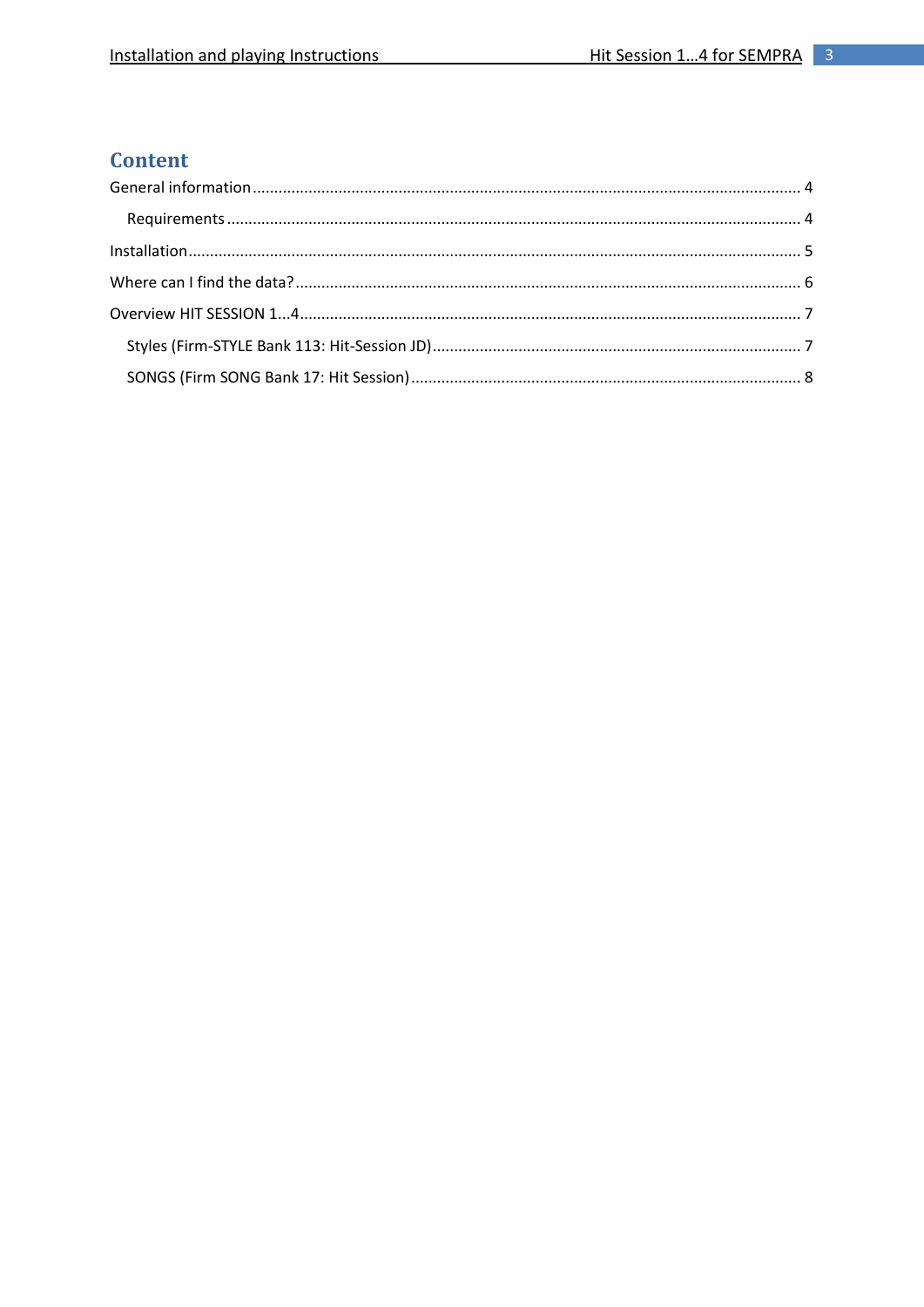# Content

General information ............................................................................................................................ 4

- Requirements ................................................................................................................................. 4

Installation ........................................................................................................................................... 5

Where can I find the data? .................................................................................................................. 6

Overview HIT SESSION 1...4 ................................................................................................................. 7

- Styles (Firm-STYLE Bank 113: Hit-Session JD) .................................................................................... 7
- SONGS (Firm SONG Bank 17: Hit Session) ......................................................................................... 8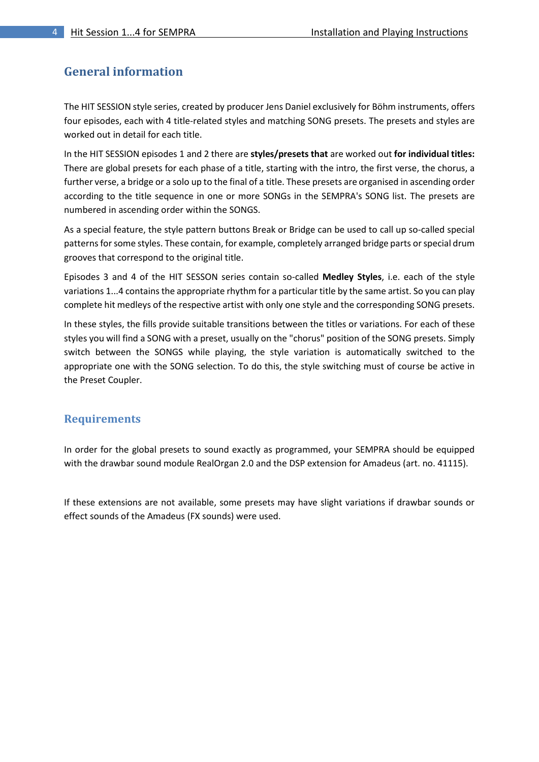## General information

The HIT SESSION style series, created by producer Jens Daniel exclusively for Böhm instruments, offers four episodes, each with 4 title-related styles and matching SONG presets. The presets and styles are worked out in detail for each title.

In the HIT SESSION episodes 1 and 2 there are **styles/presets that** are worked out **for individual titles:** There are global presets for each phase of a title, starting with the intro, the first verse, the chorus, a further verse, a bridge or a solo up to the final of a title. These presets are organised in ascending order according to the title sequence in one or more SONGs in the SEMPRA's SONG list. The presets are numbered in ascending order within the SONGS.

As a special feature, the style pattern buttons Break or Bridge can be used to call up so-called special patterns for some styles. These contain, for example, completely arranged bridge parts or special drum grooves that correspond to the original title.

Episodes 3 and 4 of the HIT SESSON series contain so-called **Medley Styles**, i.e. each of the style variations 1...4 contains the appropriate rhythm for a particular title by the same artist. So you can play complete hit medleys of the respective artist with only one style and the corresponding SONG presets.

In these styles, the fills provide suitable transitions between the titles or variations. For each of these styles you will find a SONG with a preset, usually on the "chorus" position of the SONG presets. Simply switch between the SONGS while playing, the style variation is automatically switched to the appropriate one with the SONG selection. To do this, the style switching must of course be active in the Preset Coupler.

## Requirements

In order for the global presets to sound exactly as programmed, your SEMPRA should be equipped with the drawbar sound module RealOrgan 2.0 and the DSP extension for Amadeus (art. no. 41115).

If these extensions are not available, some presets may have slight variations if drawbar sounds or effect sounds of the Amadeus (FX sounds) were used.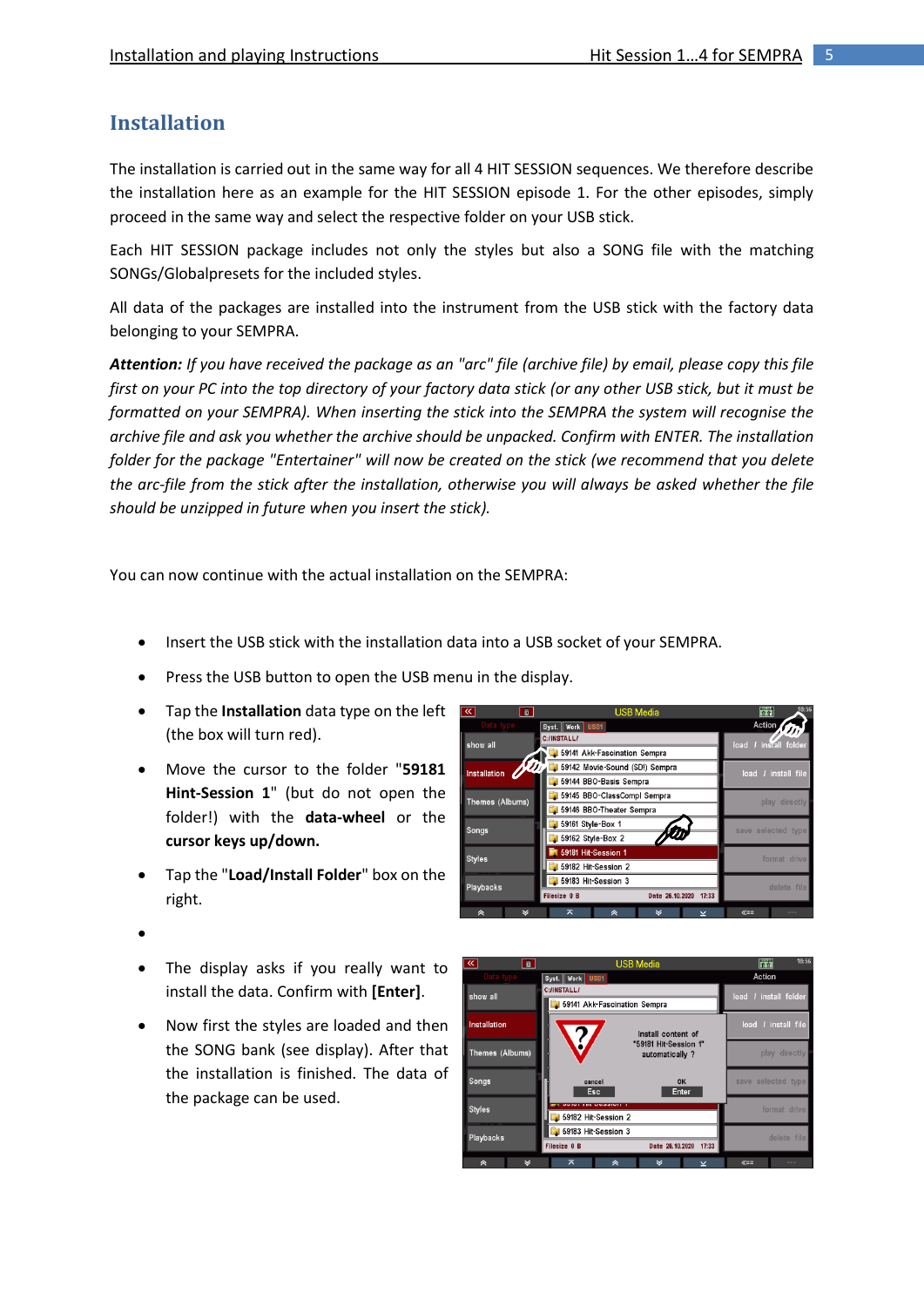# Installation

The installation is carried out in the same way for all 4 HIT SESSION sequences. We therefore describe the installation here as an example for the HIT SESSION episode 1. For the other episodes, simply proceed in the same way and select the respective folder on your USB stick.

Each HIT SESSION package includes not only the styles but also a SONG file with the matching SONGs/Globalpresets for the included styles.

All data of the packages are installed into the instrument from the USB stick with the factory data belonging to your SEMPRA.

***Attention:*** *If you have received the package as an "arc" file (archive file) by email, please copy this file first on your PC into the top directory of your factory data stick (or any other USB stick, but it must be formatted on your SEMPRA). When inserting the stick into the SEMPRA the system will recognise the archive file and ask you whether the archive should be unpacked. Confirm with ENTER. The installation folder for the package "Entertainer" will now be created on the stick (we recommend that you delete the arc-file from the stick after the installation, otherwise you will always be asked whether the file should be unzipped in future when you insert the stick).*

You can now continue with the actual installation on the SEMPRA:

- Insert the USB stick with the installation data into a USB socket of your SEMPRA.
- Press the USB button to open the USB menu in the display.
- Tap the **Installation** data type on the left (the box will turn red).
- Move the cursor to the folder "**59181 Hint-Session 1**" (but do not open the folder!) with the **data-wheel** or the **cursor keys up/down.**
- Tap the "**Load/Install Folder**" box on the right.
- 
- The display asks if you really want to install the data. Confirm with **[Enter]**.
- Now first the styles are loaded and then the SONG bank (see display). After that the installation is finished. The data of the package can be used.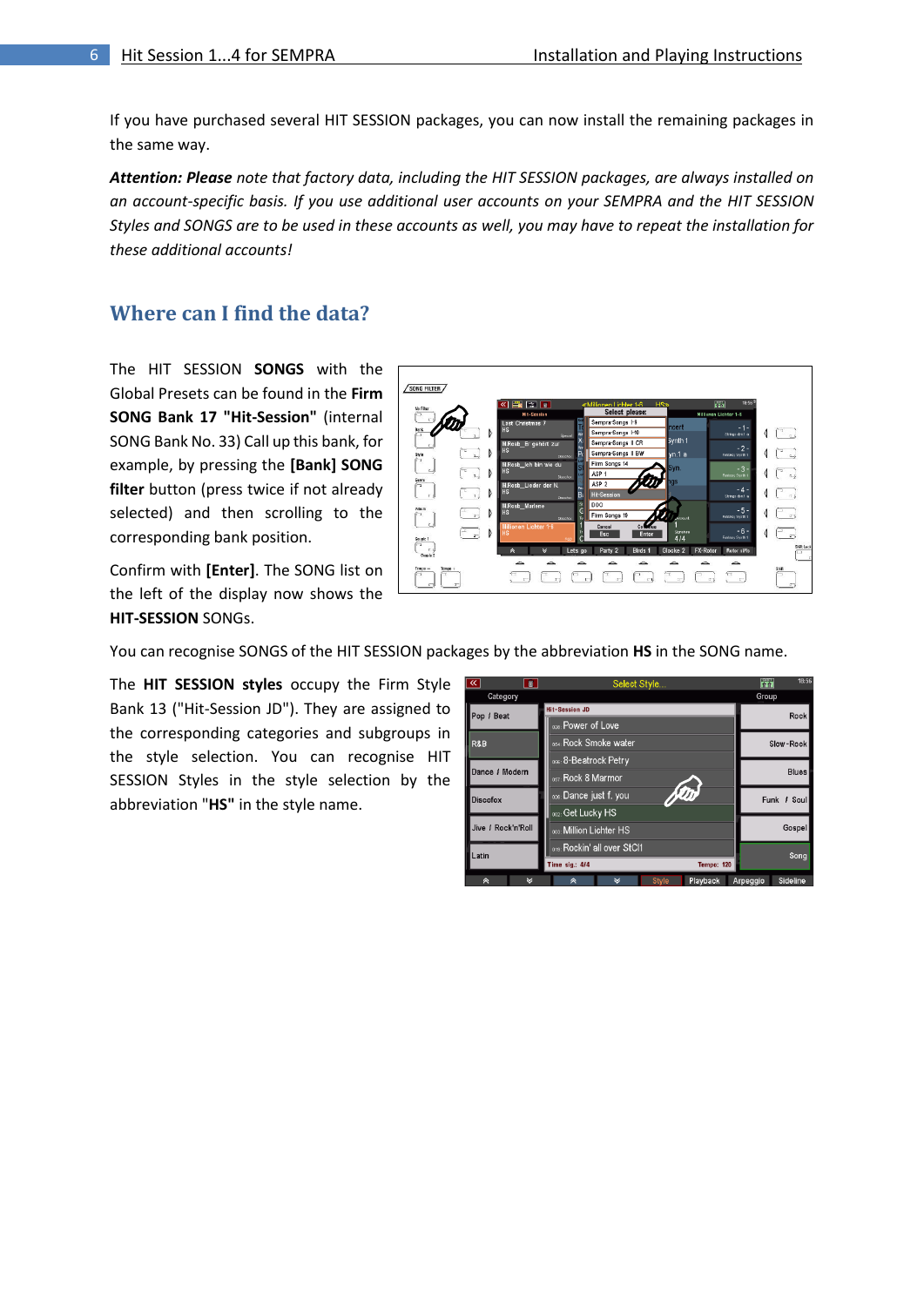If you have purchased several HIT SESSION packages, you can now install the remaining packages in the same way.

***Attention: Please*** *note that factory data, including the HIT SESSION packages, are always installed on an account-specific basis. If you use additional user accounts on your SEMPRA and the HIT SESSION Styles and SONGS are to be used in these accounts as well, you may have to repeat the installation for these additional accounts!*

## Where can I find the data?

The HIT SESSION **SONGS** with the Global Presets can be found in the **Firm SONG Bank 17 "Hit-Session"** (internal SONG Bank No. 33) Call up this bank, for example, by pressing the **[Bank] SONG filter** button (press twice if not already selected) and then scrolling to the corresponding bank position.

Confirm with **[Enter]**. The SONG list on the left of the display now shows the **HIT-SESSION** SONGs.

You can recognise SONGS of the HIT SESSION packages by the abbreviation **HS** in the SONG name.

The **HIT SESSION styles** occupy the Firm Style Bank 13 ("Hit-Session JD"). They are assigned to the corresponding categories and subgroups in the style selection. You can recognise HIT SESSION Styles in the style selection by the abbreviation "**HS"** in the style name.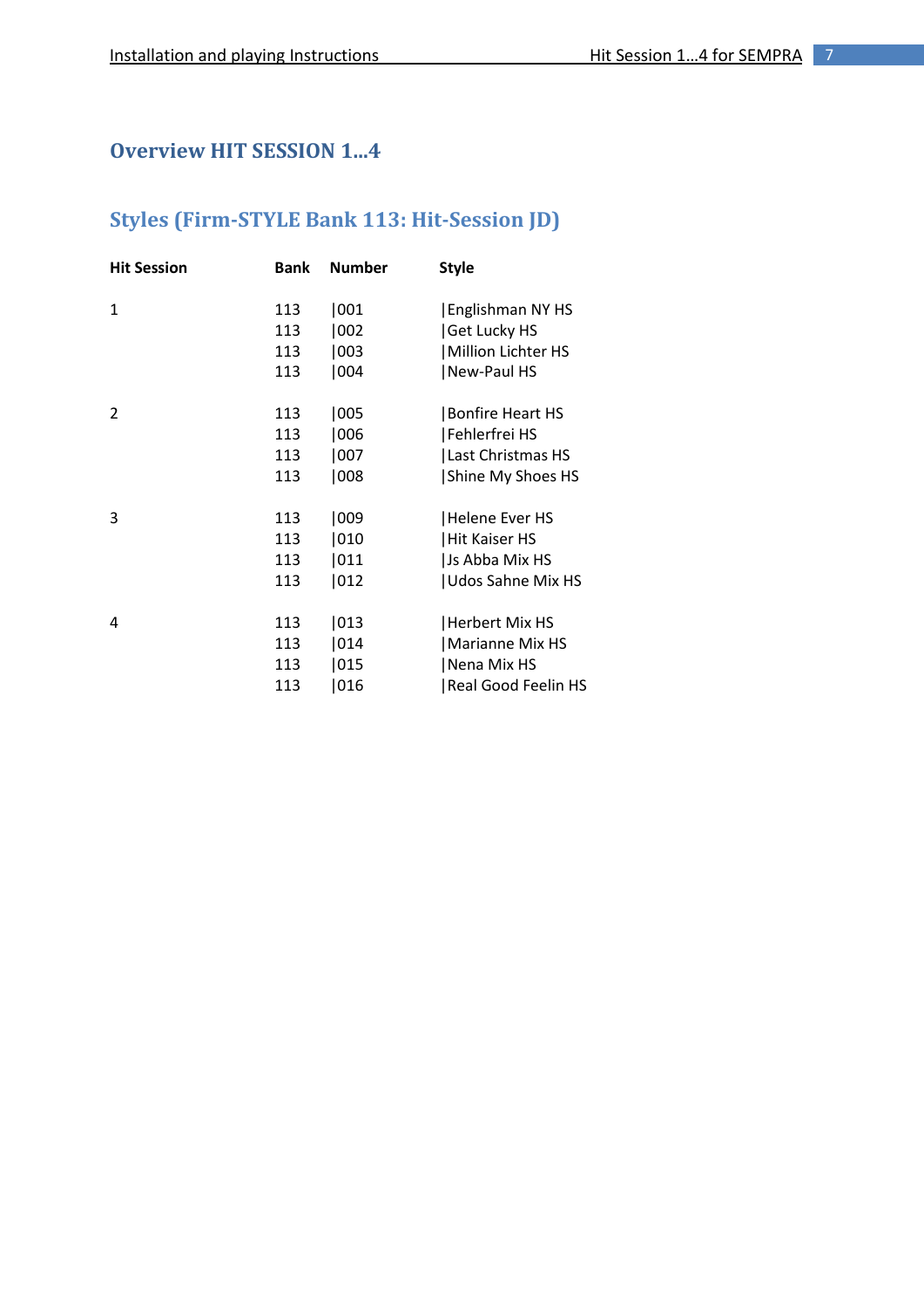# Overview HIT SESSION 1…4

## Styles (Firm-STYLE Bank 113: Hit-Session JD)

| Hit Session | Bank | Number | Style |
|---|---|---|---|
| 1 | 113 | \|001 | \|Englishman NY HS |
| | 113 | \|002 | \|Get Lucky HS |
| | 113 | \|003 | \|Million Lichter HS |
| | 113 | \|004 | \|New-Paul HS |
| 2 | 113 | \|005 | \|Bonfire Heart HS |
| | 113 | \|006 | \|Fehlerfrei HS |
| | 113 | \|007 | \|Last Christmas HS |
| | 113 | \|008 | \|Shine My Shoes HS |
| 3 | 113 | \|009 | \|Helene Ever HS |
| | 113 | \|010 | \|Hit Kaiser HS |
| | 113 | \|011 | \|Js Abba Mix HS |
| | 113 | \|012 | \|Udos Sahne Mix HS |
| 4 | 113 | \|013 | \|Herbert Mix HS |
| | 113 | \|014 | \|Marianne Mix HS |
| | 113 | \|015 | \|Nena Mix HS |
| | 113 | \|016 | \|Real Good Feelin HS |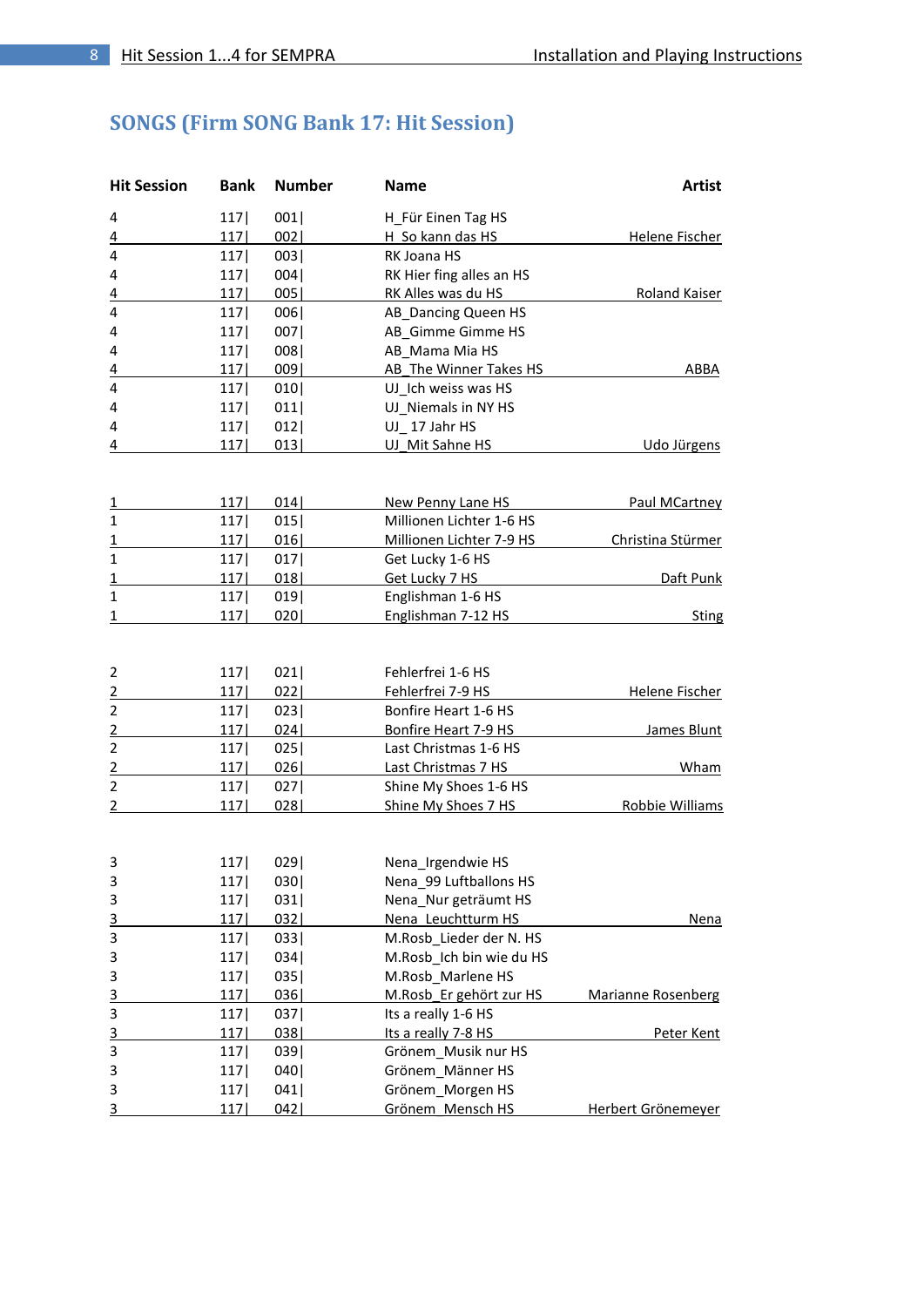## SONGS (Firm SONG Bank 17: Hit Session)

| Hit Session | Bank | Number | Name | Artist |
|---|---|---|---|---|
| 4 | 117\| | 001\| | H_Für Einen Tag HS | |
| 4 | 117\| | 002\| | H_So kann das HS | Helene Fischer |
| 4 | 117\| | 003\| | RK Joana HS | |
| 4 | 117\| | 004\| | RK Hier fing alles an HS | |
| 4 | 117\| | 005\| | RK Alles was du HS | Roland Kaiser |
| 4 | 117\| | 006\| | AB_Dancing Queen HS | |
| 4 | 117\| | 007\| | AB_Gimme Gimme HS | |
| 4 | 117\| | 008\| | AB_Mama Mia HS | |
| 4 | 117\| | 009\| | AB_The Winner Takes HS | ABBA |
| 4 | 117\| | 010\| | UJ_Ich weiss was HS | |
| 4 | 117\| | 011\| | UJ_Niemals in NY HS | |
| 4 | 117\| | 012\| | UJ_ 17 Jahr HS | |
| 4 | 117\| | 013\| | UJ_Mit Sahne HS | Udo Jürgens |
| | | | | |
| 1 | 117\| | 014\| | New Penny Lane HS | Paul MCartney |
| 1 | 117\| | 015\| | Millionen Lichter 1-6 HS | |
| 1 | 117\| | 016\| | Millionen Lichter 7-9 HS | Christina Stürmer |
| 1 | 117\| | 017\| | Get Lucky 1-6 HS | |
| 1 | 117\| | 018\| | Get Lucky 7 HS | Daft Punk |
| 1 | 117\| | 019\| | Englishman 1-6 HS | |
| 1 | 117\| | 020\| | Englishman 7-12 HS | Sting |
| | | | | |
| 2 | 117\| | 021\| | Fehlerfrei 1-6 HS | |
| 2 | 117\| | 022\| | Fehlerfrei 7-9 HS | Helene Fischer |
| 2 | 117\| | 023\| | Bonfire Heart 1-6 HS | |
| 2 | 117\| | 024\| | Bonfire Heart 7-9 HS | James Blunt |
| 2 | 117\| | 025\| | Last Christmas 1-6 HS | |
| 2 | 117\| | 026\| | Last Christmas 7 HS | Wham |
| 2 | 117\| | 027\| | Shine My Shoes 1-6 HS | |
| 2 | 117\| | 028\| | Shine My Shoes 7 HS | Robbie Williams |
| | | | | |
| 3 | 117\| | 029\| | Nena_Irgendwie HS | |
| 3 | 117\| | 030\| | Nena_99 Luftballons HS | |
| 3 | 117\| | 031\| | Nena_Nur geträumt HS | |
| 3 | 117\| | 032\| | Nena_Leuchtturm HS | Nena |
| 3 | 117\| | 033\| | M.Rosb_Lieder der N. HS | |
| 3 | 117\| | 034\| | M.Rosb_Ich bin wie du HS | |
| 3 | 117\| | 035\| | M.Rosb_Marlene HS | |
| 3 | 117\| | 036\| | M.Rosb_Er gehört zur HS | Marianne Rosenberg |
| 3 | 117\| | 037\| | Its a really 1-6 HS | |
| 3 | 117\| | 038\| | Its a really 7-8 HS | Peter Kent |
| 3 | 117\| | 039\| | Grönem_Musik nur HS | |
| 3 | 117\| | 040\| | Grönem_Männer HS | |
| 3 | 117\| | 041\| | Grönem_Morgen HS | |
| 3 | 117\| | 042\| | Grönem_Mensch HS | Herbert Grönemeyer |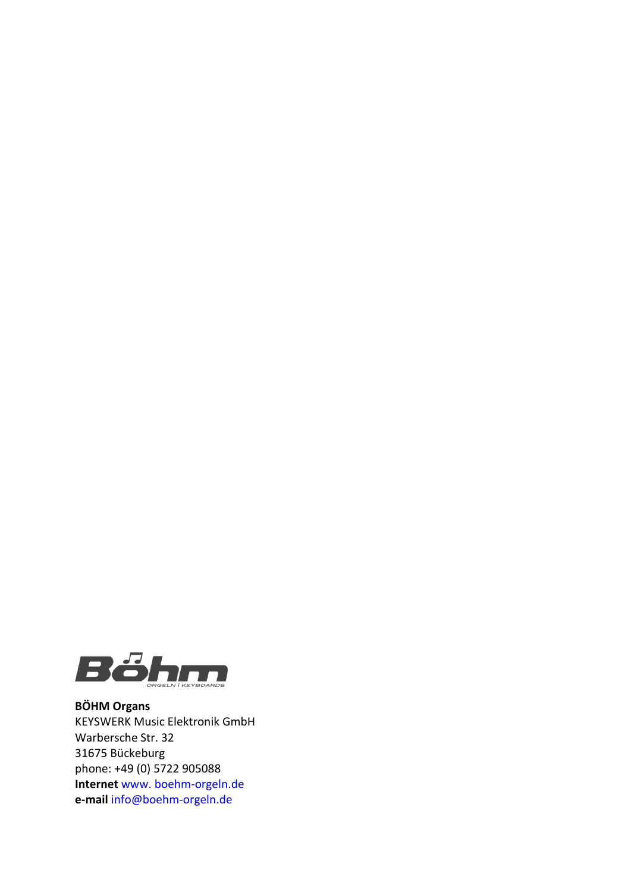**BÖHM Organs**
KEYSWERK Music Elektronik GmbH
Warbersche Str. 32
31675 Bückeburg
phone: +49 (0) 5722 905088
**Internet** www. boehm-orgeln.de
**e-mail** info@boehm-orgeln.de